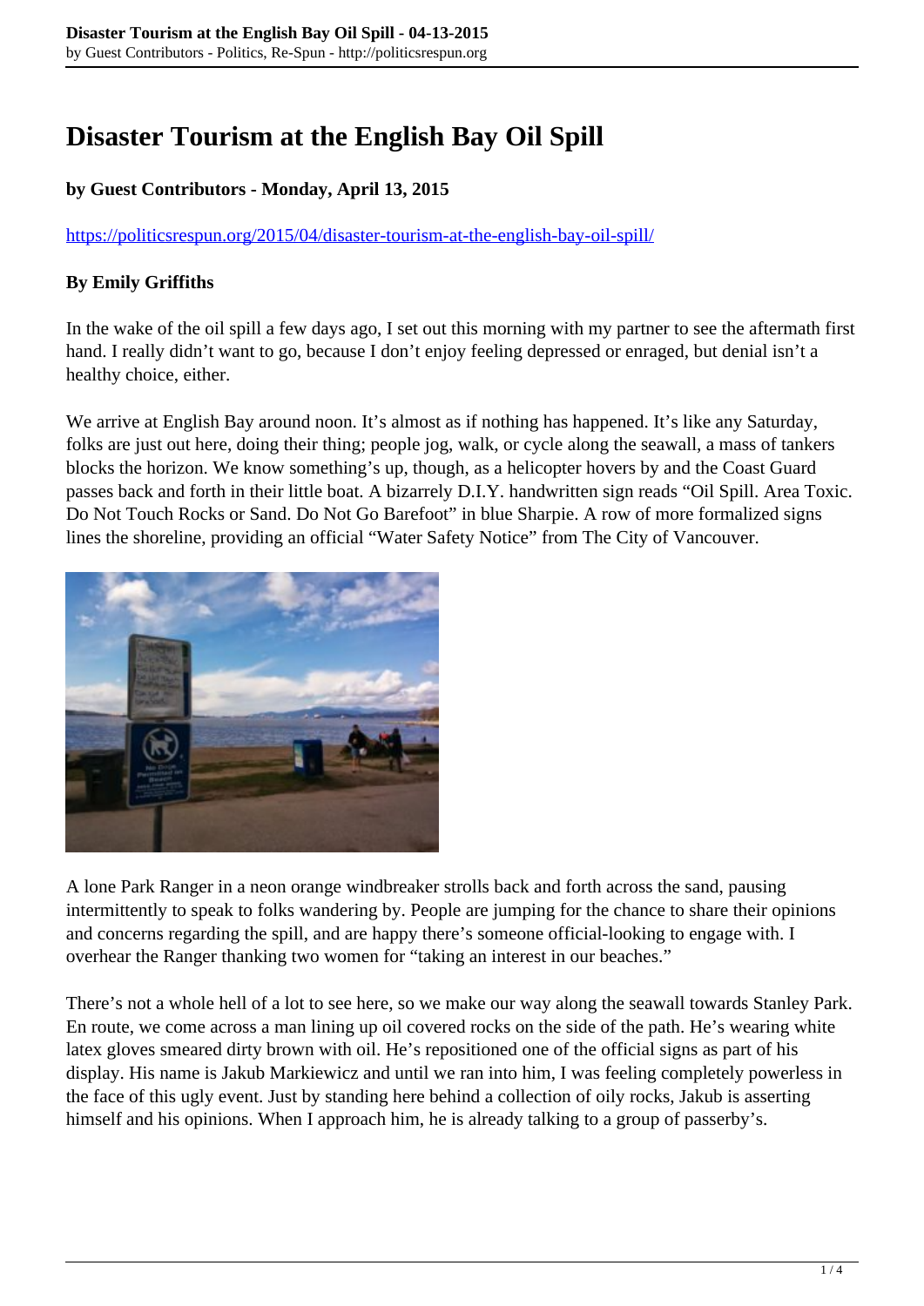# Disaster Tourism at the English Bay Oil Spill

**by Guest Contributors - Monday, April 13, 2015**

https://politicsrespun.org/2015/04/disaster-tourism-at-the-english-bay-oil-spill/

**By Emily Griffiths**

In the wake of the oil spill a few days ago, I set out this morning with my partner to see the aftermath first hand. I really didn't want to go, because I don't enjoy feeling depressed or enraged, but denial isn't a healthy choice, either.

We arrive at English Bay around noon. It's almost as if nothing has happened. It's like any Saturday, folks are just out here, doing their thing; people jog, walk, or cycle along the seawall, a mass of tankers blocks the horizon. We know something's up, though, as a helicopter hovers by and the Coast Guard passes back and forth in their little boat. A bizarrely D.I.Y. handwritten sign reads "Oil Spill. Area Toxic. Do Not Touch Rocks or Sand. Do Not Go Barefoot" in blue Sharpie. A row of more formalized signs lines the shoreline, providing an official "Water Safety Notice" from The City of Vancouver.

A lone Park Ranger in a neon orange windbreaker strolls back and forth across the sand, pausing intermittently to speak to folks wandering by. People are jumping for the chance to share their opinions and concerns regarding the spill, and are happy there's someone official-looking to engage with. I overhear the Ranger thanking two women for "taking an interest in our beaches."

There's not a whole hell of a lot to see here, so we make our way along the seawall towards Stanley Park. En route, we come across a man lining up oil covered rocks on the side of the path. He's wearing white latex gloves smeared dirty brown with oil. He's repositioned one of the official signs as part of his display. His name is Jakub Markiewicz and until we ran into him, I was feeling completely powerless in the face of this ugly event. Just by standing here behind a collection of oily rocks, Jakub is asserting himself and his opinions. When I approach him, he is already talking to a group of passerby's.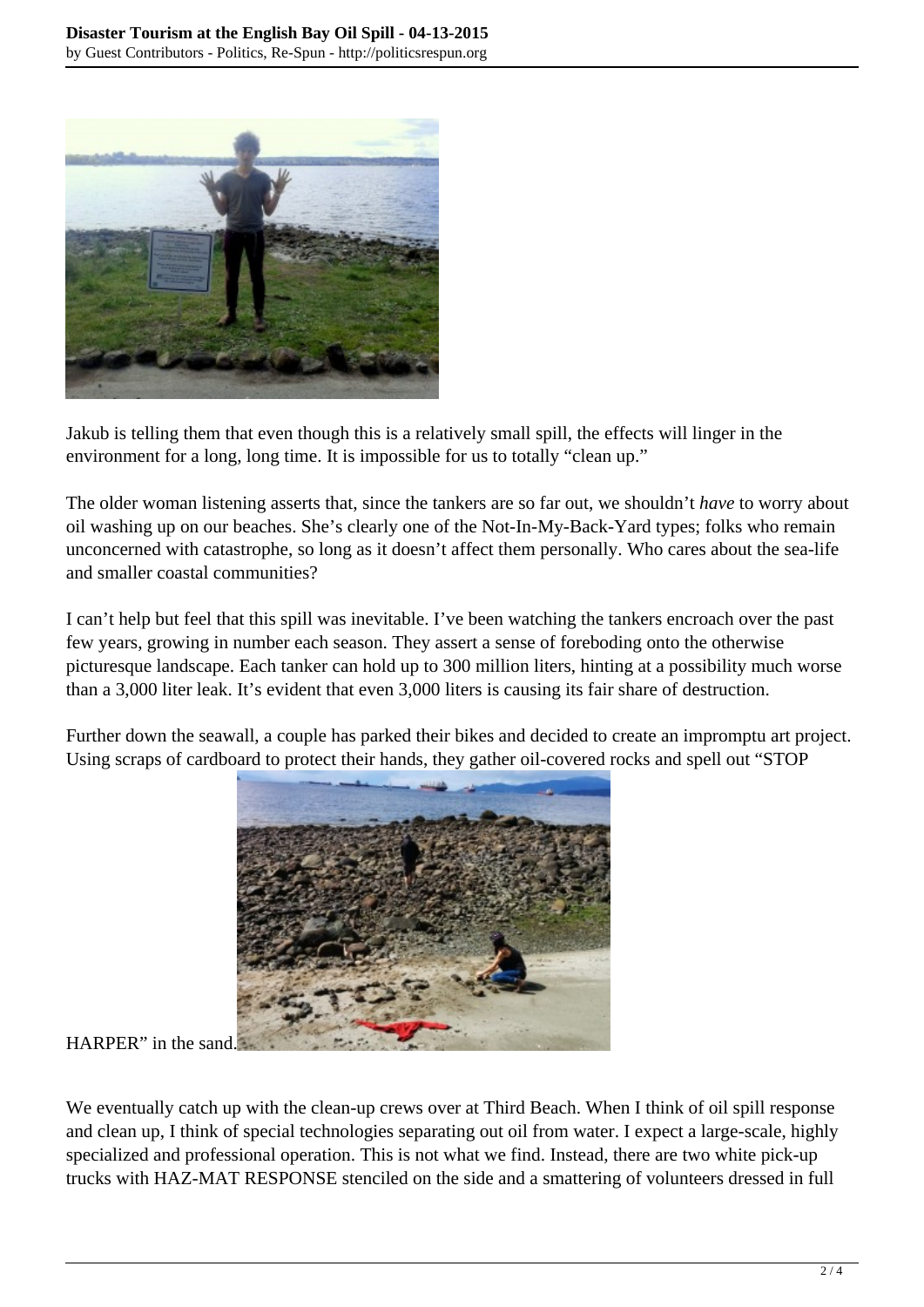Jakub is telling them that even though this is a relatively small spill, the effects will linger in the environment for a long, long time. It is impossible for us to totally "clean up."

The older woman listening asserts that, since the tankers are so far out, we shouldn't *have* to worry about oil washing up on our beaches. She's clearly one of the Not-In-My-Back-Yard types; folks who remain unconcerned with catastrophe, so long as it doesn't affect them personally. Who cares about the sea-life and smaller coastal communities?

I can't help but feel that this spill was inevitable. I've been watching the tankers encroach over the past few years, growing in number each season. They assert a sense of foreboding onto the otherwise picturesque landscape. Each tanker can hold up to 300 million liters, hinting at a possibility much worse than a 3,000 liter leak. It's evident that even 3,000 liters is causing its fair share of destruction.

Further down the seawall, a couple has parked their bikes and decided to create an impromptu art project. Using scraps of cardboard to protect their hands, they gather oil-covered rocks and spell out "STOP HARPER" in the sand.

We eventually catch up with the clean-up crews over at Third Beach. When I think of oil spill response and clean up, I think of special technologies separating out oil from water. I expect a large-scale, highly specialized and professional operation. This is not what we find. Instead, there are two white pick-up trucks with HAZ-MAT RESPONSE stenciled on the side and a smattering of volunteers dressed in full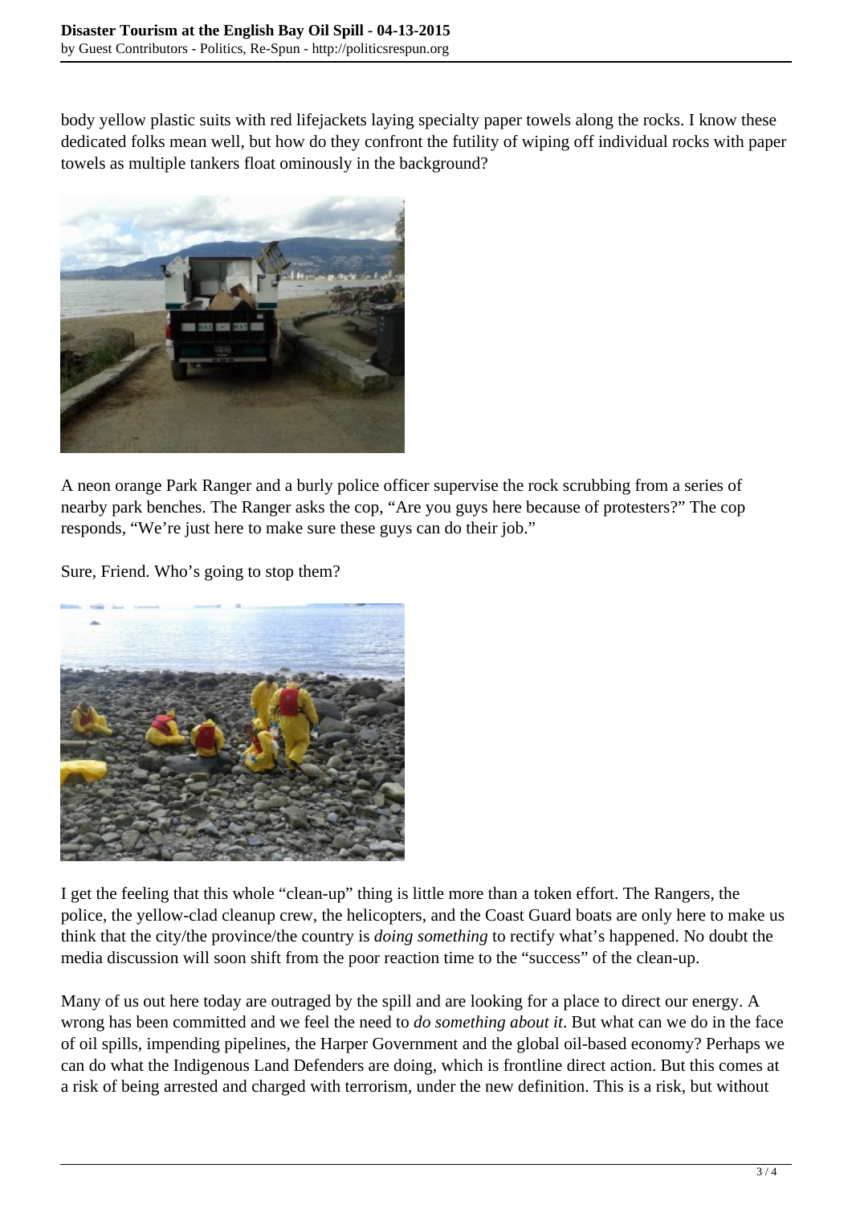body yellow plastic suits with red lifejackets laying specialty paper towels along the rocks. I know these dedicated folks mean well, but how do they confront the futility of wiping off individual rocks with paper towels as multiple tankers float ominously in the background?

A neon orange Park Ranger and a burly police officer supervise the rock scrubbing from a series of nearby park benches. The Ranger asks the cop, "Are you guys here because of protesters?" The cop responds, "We're just here to make sure these guys can do their job."

Sure, Friend. Who's going to stop them?

I get the feeling that this whole "clean-up" thing is little more than a token effort. The Rangers, the police, the yellow-clad cleanup crew, the helicopters, and the Coast Guard boats are only here to make us think that the city/the province/the country is *doing something* to rectify what's happened. No doubt the media discussion will soon shift from the poor reaction time to the "success" of the clean-up.

Many of us out here today are outraged by the spill and are looking for a place to direct our energy. A wrong has been committed and we feel the need to *do something about it*. But what can we do in the face of oil spills, impending pipelines, the Harper Government and the global oil-based economy? Perhaps we can do what the Indigenous Land Defenders are doing, which is frontline direct action. But this comes at a risk of being arrested and charged with terrorism, under the new definition. This is a risk, but without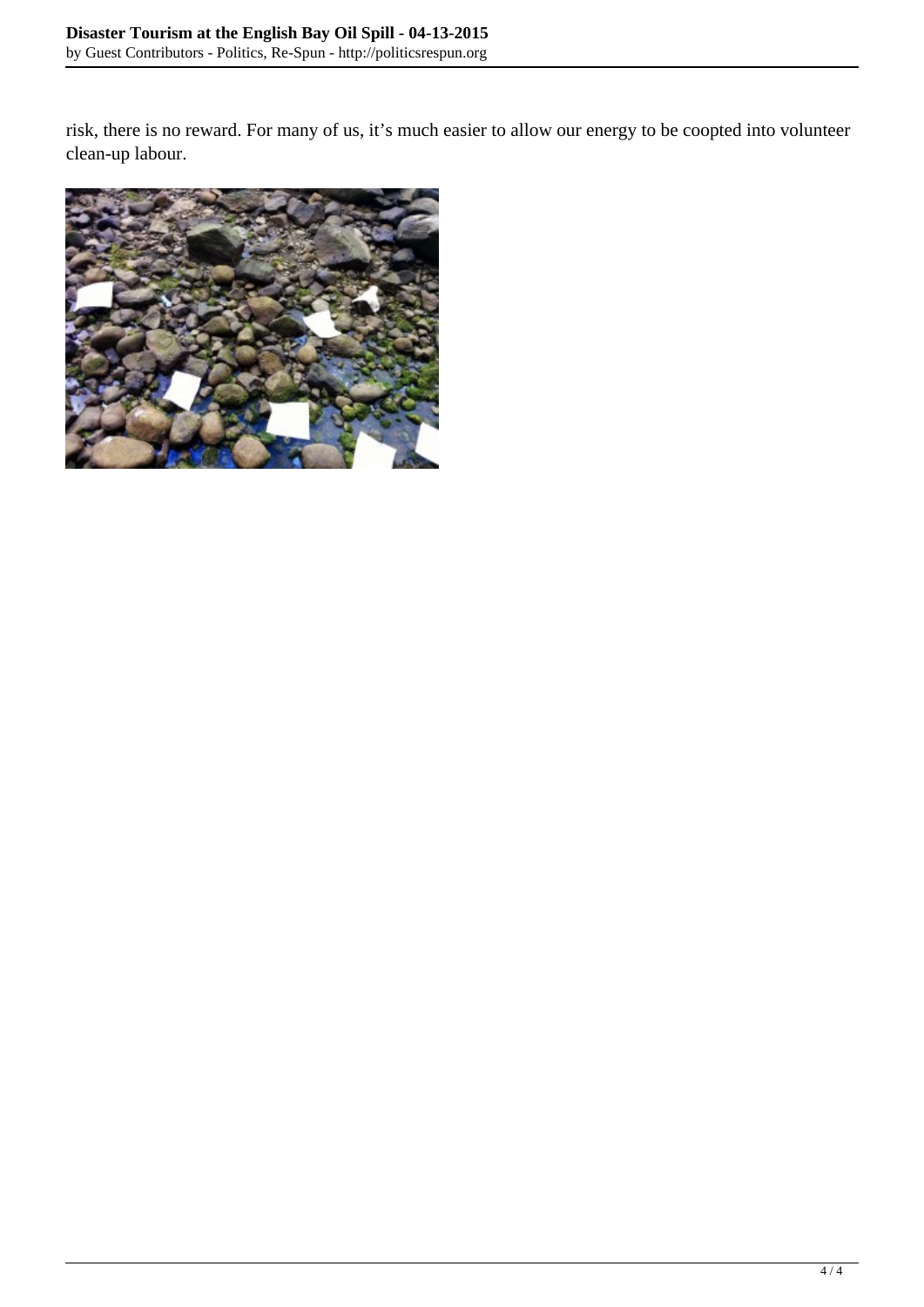risk, there is no reward. For many of us, it's much easier to allow our energy to be coopted into volunteer clean-up labour.